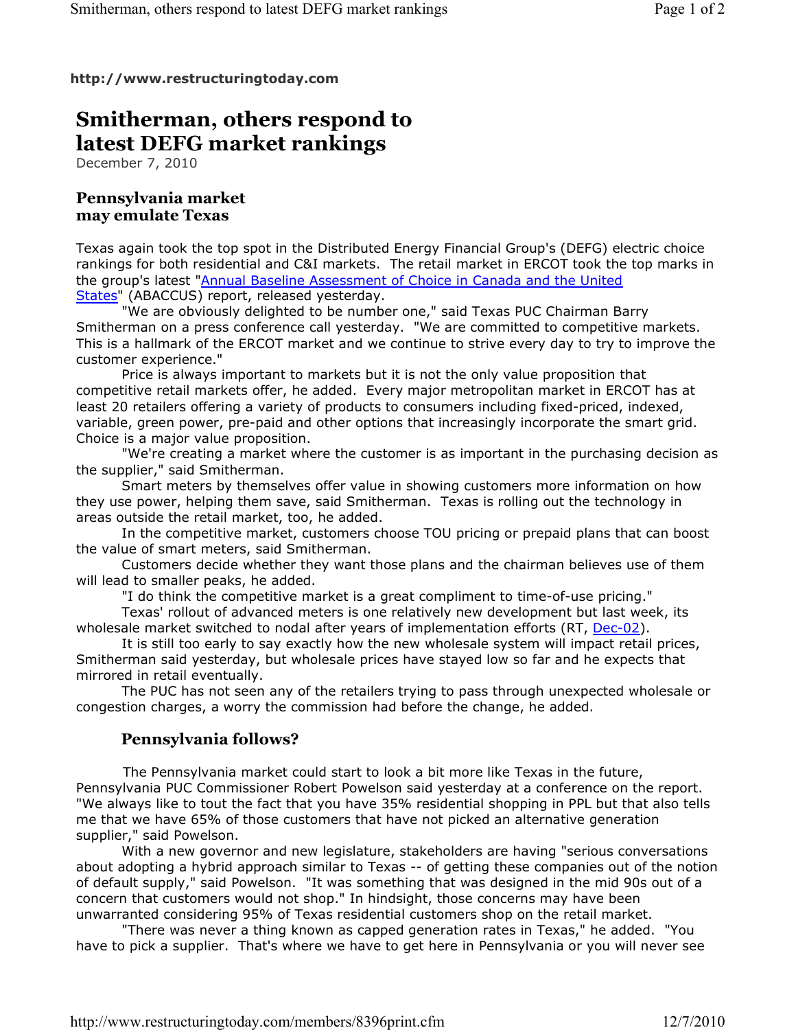**http://www.restructuringtoday.com**

# Smitherman, others respond to latest DEFG market rankings

December 7, 2010

## Pennsylvania market may emulate Texas

Texas again took the top spot in the Distributed Energy Financial Group's (DEFG) electric choice rankings for both residential and C&I markets. The retail market in ERCOT took the top marks in the group's latest "Annual Baseline Assessment of Choice in Canada and the United States" (ABACCUS) report, released yesterday.

"We are obviously delighted to be number one," said Texas PUC Chairman Barry Smitherman on a press conference call yesterday. "We are committed to competitive markets. This is a hallmark of the ERCOT market and we continue to strive every day to try to improve the customer experience."

Price is always important to markets but it is not the only value proposition that competitive retail markets offer, he added. Every major metropolitan market in ERCOT has at least 20 retailers offering a variety of products to consumers including fixed-priced, indexed, variable, green power, pre-paid and other options that increasingly incorporate the smart grid. Choice is a major value proposition.

"We're creating a market where the customer is as important in the purchasing decision as the supplier," said Smitherman.

Smart meters by themselves offer value in showing customers more information on how they use power, helping them save, said Smitherman. Texas is rolling out the technology in areas outside the retail market, too, he added.

In the competitive market, customers choose TOU pricing or prepaid plans that can boost the value of smart meters, said Smitherman.

Customers decide whether they want those plans and the chairman believes use of them will lead to smaller peaks, he added.

"I do think the competitive market is a great compliment to time-of-use pricing."

Texas' rollout of advanced meters is one relatively new development but last week, its wholesale market switched to nodal after years of implementation efforts (RT, Dec-02).

It is still too early to say exactly how the new wholesale system will impact retail prices, Smitherman said yesterday, but wholesale prices have stayed low so far and he expects that mirrored in retail eventually.

The PUC has not seen any of the retailers trying to pass through unexpected wholesale or congestion charges, a worry the commission had before the change, he added.

### Pennsylvania follows?

The Pennsylvania market could start to look a bit more like Texas in the future, Pennsylvania PUC Commissioner Robert Powelson said yesterday at a conference on the report. "We always like to tout the fact that you have 35% residential shopping in PPL but that also tells me that we have 65% of those customers that have not picked an alternative generation supplier," said Powelson.

With a new governor and new legislature, stakeholders are having "serious conversations about adopting a hybrid approach similar to Texas -- of getting these companies out of the notion of default supply," said Powelson. "It was something that was designed in the mid 90s out of a concern that customers would not shop." In hindsight, those concerns may have been unwarranted considering 95% of Texas residential customers shop on the retail market.

"There was never a thing known as capped generation rates in Texas," he added. "You have to pick a supplier. That's where we have to get here in Pennsylvania or you will never see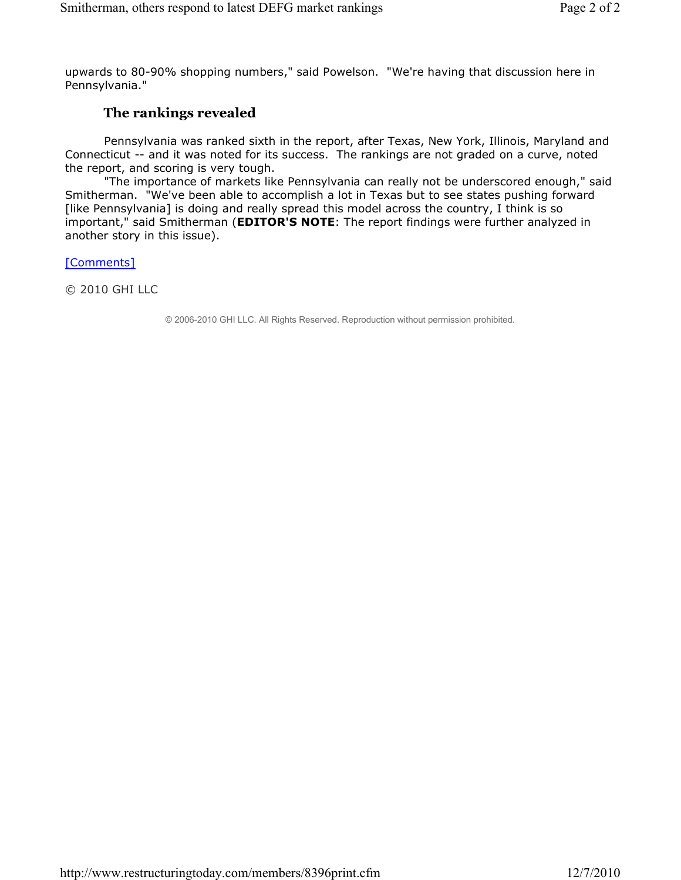upwards to 80-90% shopping numbers," said Powelson. "We're having that discussion here in Pennsylvania."

## The rankings revealed

Pennsylvania was ranked sixth in the report, after Texas, New York, Illinois, Maryland and Connecticut -- and it was noted for its success. The rankings are not graded on a curve, noted the report, and scoring is very tough.

"The importance of markets like Pennsylvania can really not be underscored enough," said Smitherman. "We've been able to accomplish a lot in Texas but to see states pushing forward [like Pennsylvania] is doing and really spread this model across the country, I think is so important," said Smitherman (**EDITOR'S NOTE**: The report findings were further analyzed in another story in this issue).

[Comments]

© 2010 GHI LLC

© 2006-2010 GHI LLC. All Rights Reserved. Reproduction without permission prohibited.